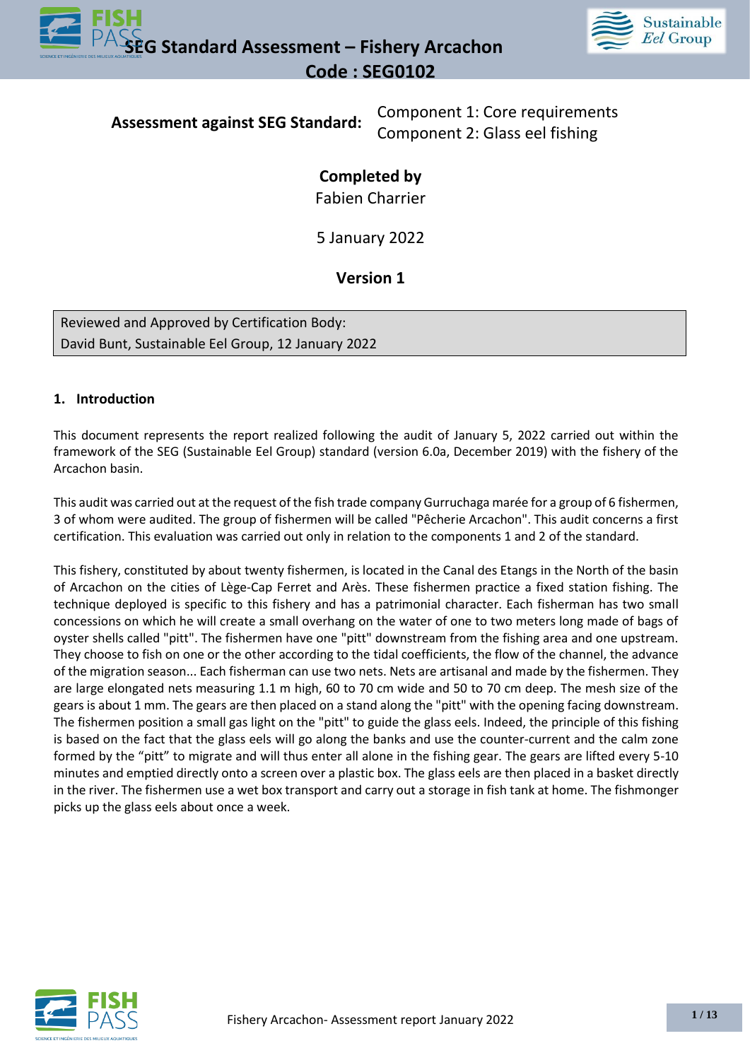# SEG Standard Assessment – Fishery Arcachon
# Code : SEG0102

**Assessment against SEG Standard:** Component 1: Core requirements
Component 2: Glass eel fishing

**Completed by**
Fabien Charrier

5 January 2022

**Version 1**

| |
|---|
| Reviewed and Approved by Certification Body: |
| David Bunt, Sustainable Eel Group, 12 January 2022 |

## 1. Introduction

This document represents the report realized following the audit of January 5, 2022 carried out within the framework of the SEG (Sustainable Eel Group) standard (version 6.0a, December 2019) with the fishery of the Arcachon basin.

This audit was carried out at the request of the fish trade company Gurruchaga marée for a group of 6 fishermen, 3 of whom were audited. The group of fishermen will be called "Pêcherie Arcachon". This audit concerns a first certification. This evaluation was carried out only in relation to the components 1 and 2 of the standard.

This fishery, constituted by about twenty fishermen, is located in the Canal des Etangs in the North of the basin of Arcachon on the cities of Lège-Cap Ferret and Arès. These fishermen practice a fixed station fishing. The technique deployed is specific to this fishery and has a patrimonial character. Each fisherman has two small concessions on which he will create a small overhang on the water of one to two meters long made of bags of oyster shells called "pitt". The fishermen have one "pitt" downstream from the fishing area and one upstream. They choose to fish on one or the other according to the tidal coefficients, the flow of the channel, the advance of the migration season... Each fisherman can use two nets. Nets are artisanal and made by the fishermen. They are large elongated nets measuring 1.1 m high, 60 to 70 cm wide and 50 to 70 cm deep. The mesh size of the gears is about 1 mm. The gears are then placed on a stand along the "pitt" with the opening facing downstream. The fishermen position a small gas light on the "pitt" to guide the glass eels. Indeed, the principle of this fishing is based on the fact that the glass eels will go along the banks and use the counter-current and the calm zone formed by the "pitt" to migrate and will thus enter all alone in the fishing gear. The gears are lifted every 5-10 minutes and emptied directly onto a screen over a plastic box. The glass eels are then placed in a basket directly in the river. The fishermen use a wet box transport and carry out a storage in fish tank at home. The fishmonger picks up the glass eels about once a week.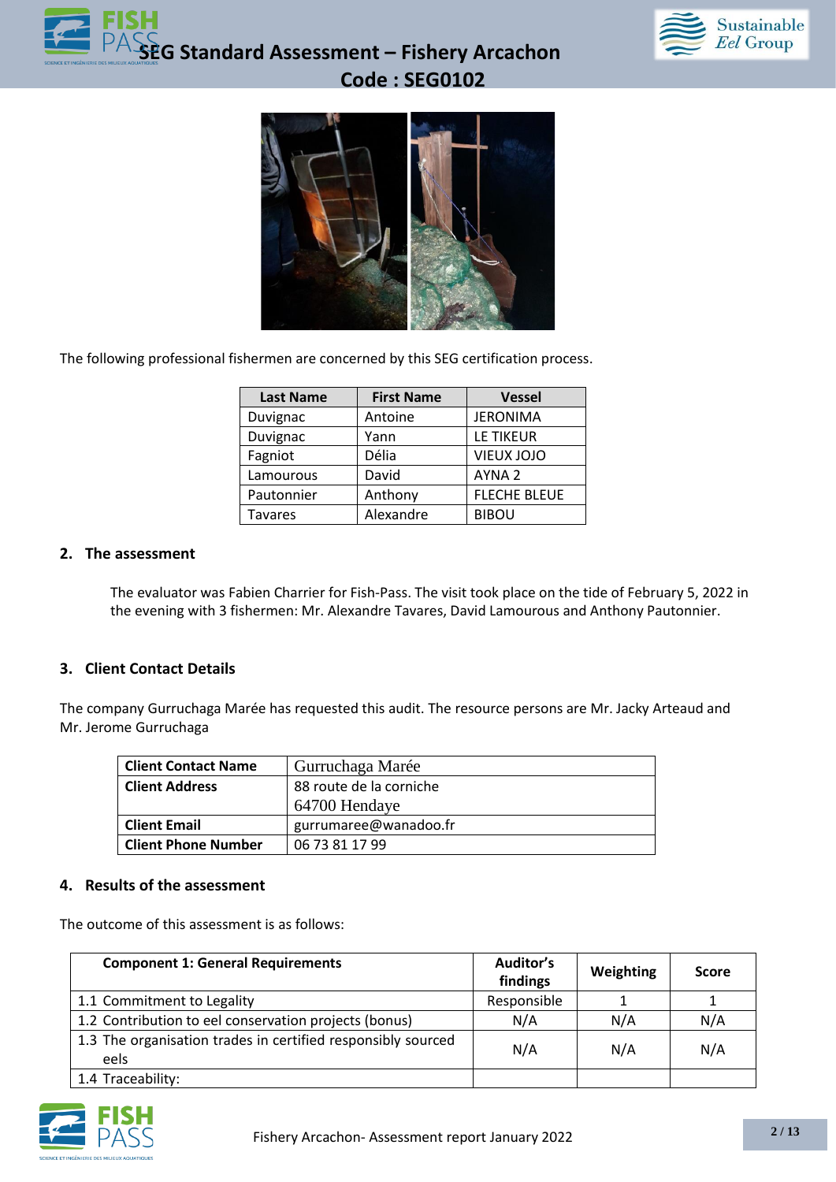The following professional fishermen are concerned by this SEG certification process.

| Last Name | First Name | Vessel |
|---|---|---|
| Duvignac | Antoine | JERONIMA |
| Duvignac | Yann | LE TIKEUR |
| Fagniot | Délia | VIEUX JOJO |
| Lamourous | David | AYNA 2 |
| Pautonnier | Anthony | FLECHE BLEUE |
| Tavares | Alexandre | BIBOU |

## 2. The assessment

The evaluator was Fabien Charrier for Fish-Pass. The visit took place on the tide of February 5, 2022 in the evening with 3 fishermen: Mr. Alexandre Tavares, David Lamourous and Anthony Pautonnier.

## 3. Client Contact Details

The company Gurruchaga Marée has requested this audit. The resource persons are Mr. Jacky Arteaud and Mr. Jerome Gurruchaga

| | |
|---|---|
| **Client Contact Name** | Gurruchaga Marée |
| **Client Address** | 88 route de la corniche<br>64700 Hendaye |
| **Client Email** | gurrumaree@wanadoo.fr |
| **Client Phone Number** | 06 73 81 17 99 |

## 4. Results of the assessment

The outcome of this assessment is as follows:

| Component 1: General Requirements | Auditor's findings | Weighting | Score |
|---|---|---|---|
| 1.1 Commitment to Legality | Responsible | 1 | 1 |
| 1.2 Contribution to eel conservation projects (bonus) | N/A | N/A | N/A |
| 1.3 The organisation trades in certified responsibly sourced eels | N/A | N/A | N/A |
| 1.4 Traceability: | | | |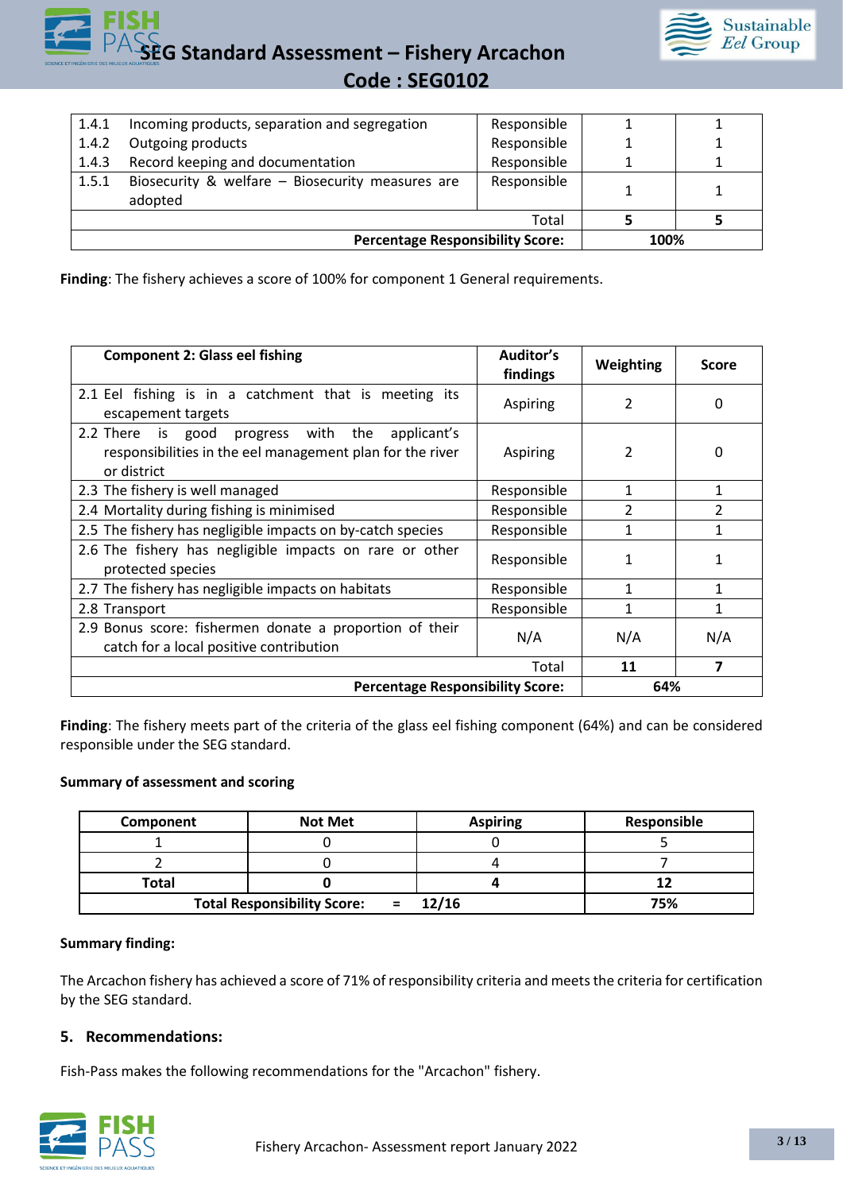| | | | | |
|---|---|---|---|---|
| 1.4.1 | Incoming products, separation and segregation | Responsible | 1 | 1 |
| 1.4.2 | Outgoing products | Responsible | 1 | 1 |
| 1.4.3 | Record keeping and documentation | Responsible | 1 | 1 |
| 1.5.1 | Biosecurity & welfare – Biosecurity measures are adopted | Responsible | 1 | 1 |
| | | Total | 5 | 5 |
| | | **Percentage Responsibility Score:** | **100%** | |

**Finding**: The fishery achieves a score of 100% for component 1 General requirements.

| Component 2: Glass eel fishing | Auditor's findings | Weighting | Score |
|---|---|---|---|
| 2.1 Eel fishing is in a catchment that is meeting its escapement targets | Aspiring | 2 | 0 |
| 2.2 There is good progress with the applicant's responsibilities in the eel management plan for the river or district | Aspiring | 2 | 0 |
| 2.3 The fishery is well managed | Responsible | 1 | 1 |
| 2.4 Mortality during fishing is minimised | Responsible | 2 | 2 |
| 2.5 The fishery has negligible impacts on by-catch species | Responsible | 1 | 1 |
| 2.6 The fishery has negligible impacts on rare or other protected species | Responsible | 1 | 1 |
| 2.7 The fishery has negligible impacts on habitats | Responsible | 1 | 1 |
| 2.8 Transport | Responsible | 1 | 1 |
| 2.9 Bonus score: fishermen donate a proportion of their catch for a local positive contribution | N/A | N/A | N/A |
| | Total | 11 | 7 |
| | **Percentage Responsibility Score:** | **64%** | |

**Finding**: The fishery meets part of the criteria of the glass eel fishing component (64%) and can be considered responsible under the SEG standard.

**Summary of assessment and scoring**

| Component | Not Met | Aspiring | Responsible |
|---|---|---|---|
| 1 | 0 | 0 | 5 |
| 2 | 0 | 4 | 7 |
| **Total** | **0** | **4** | **12** |
| **Total Responsibility Score:** | **=** | **12/16** | **75%** |

**Summary finding:**

The Arcachon fishery has achieved a score of 71% of responsibility criteria and meets the criteria for certification by the SEG standard.

## 5. Recommendations:

Fish-Pass makes the following recommendations for the "Arcachon" fishery.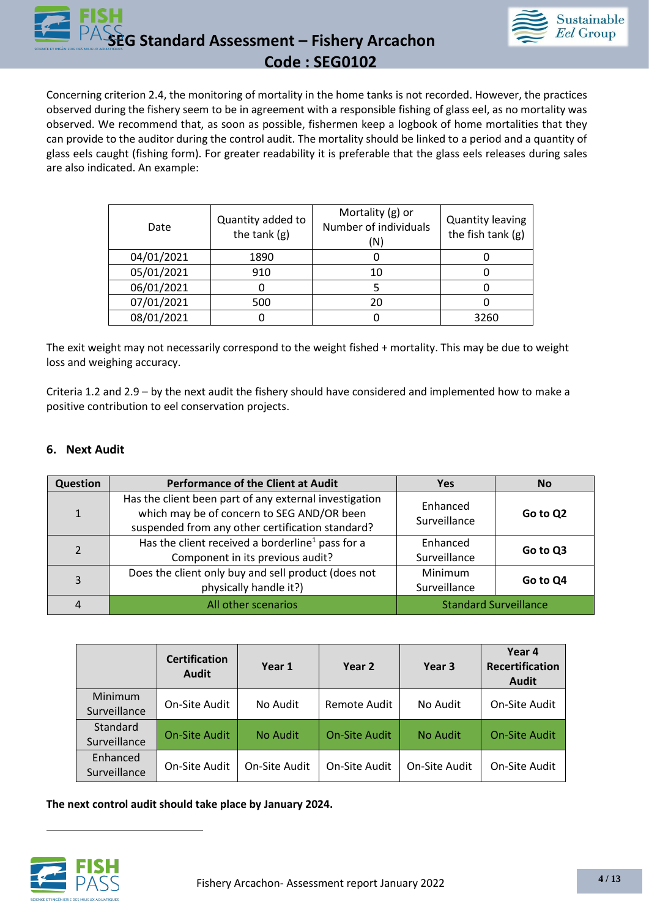Concerning criterion 2.4, the monitoring of mortality in the home tanks is not recorded. However, the practices observed during the fishery seem to be in agreement with a responsible fishing of glass eel, as no mortality was observed. We recommend that, as soon as possible, fishermen keep a logbook of home mortalities that they can provide to the auditor during the control audit. The mortality should be linked to a period and a quantity of glass eels caught (fishing form). For greater readability it is preferable that the glass eels releases during sales are also indicated. An example:

| Date | Quantity added to the tank (g) | Mortality (g) or Number of individuals (N) | Quantity leaving the fish tank (g) |
|---|---|---|---|
| 04/01/2021 | 1890 | 0 | 0 |
| 05/01/2021 | 910 | 10 | 0 |
| 06/01/2021 | 0 | 5 | 0 |
| 07/01/2021 | 500 | 20 | 0 |
| 08/01/2021 | 0 | 0 | 3260 |

The exit weight may not necessarily correspond to the weight fished + mortality. This may be due to weight loss and weighing accuracy.

Criteria 1.2 and 2.9 – by the next audit the fishery should have considered and implemented how to make a positive contribution to eel conservation projects.

## 6. Next Audit

| Question | Performance of the Client at Audit | Yes | No |
|---|---|---|---|
| 1 | Has the client been part of any external investigation which may be of concern to SEG AND/OR been suspended from any other certification standard? | Enhanced Surveillance | **Go to Q2** |
| 2 | Has the client received a borderline[1] pass for a Component in its previous audit? | Enhanced Surveillance | **Go to Q3** |
| 3 | Does the client only buy and sell product (does not physically handle it?) | Minimum Surveillance | **Go to Q4** |
| 4 | All other scenarios | Standard Surveillance | |

| | Certification Audit | Year 1 | Year 2 | Year 3 | Year 4 Recertification Audit |
|---|---|---|---|---|---|
| Minimum Surveillance | On-Site Audit | No Audit | Remote Audit | No Audit | On-Site Audit |
| Standard Surveillance | On-Site Audit | No Audit | On-Site Audit | No Audit | On-Site Audit |
| Enhanced Surveillance | On-Site Audit | On-Site Audit | On-Site Audit | On-Site Audit | On-Site Audit |

**The next control audit should take place by January 2024.**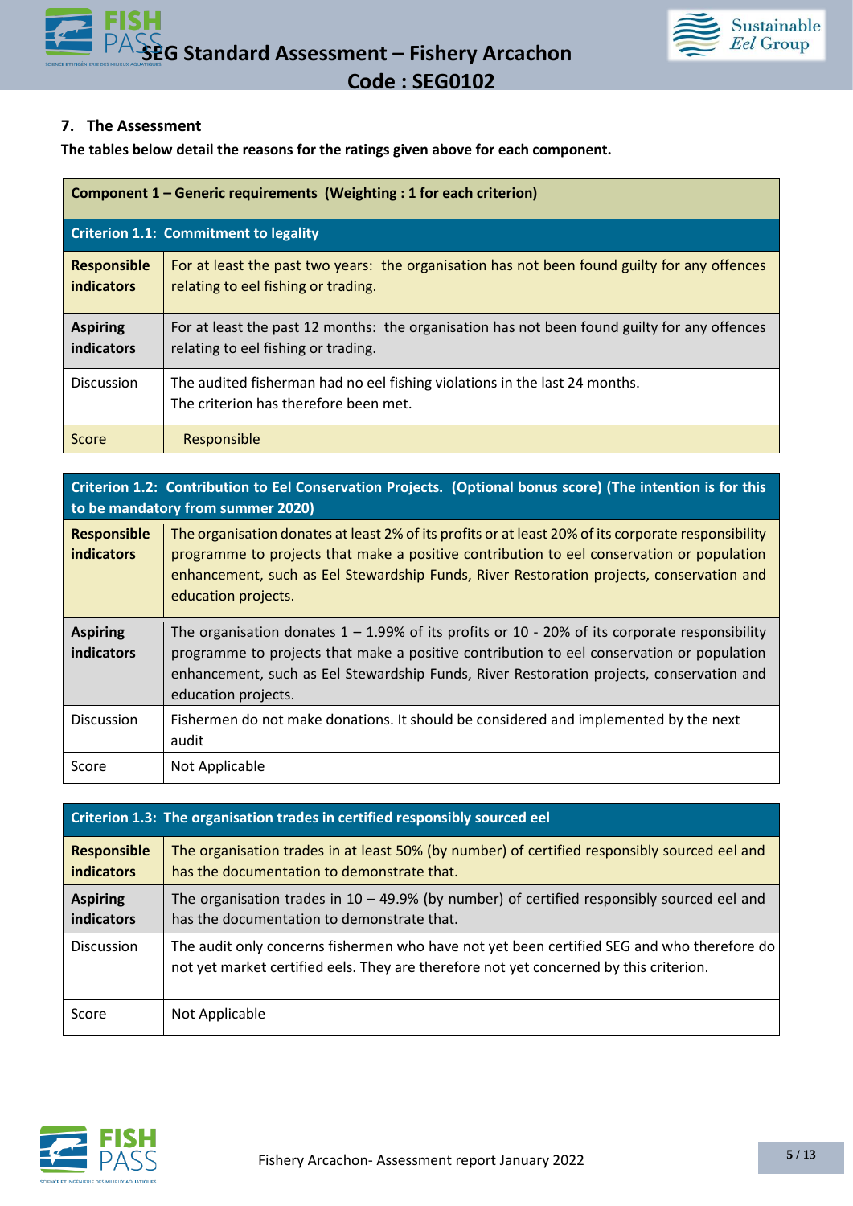## 7. The Assessment

**The tables below detail the reasons for the ratings given above for each component.**

| **Component 1 – Generic requirements (Weighting : 1 for each criterion)** | |
|---|---|
| **Criterion 1.1: Commitment to legality** | |
| **Responsible indicators** | For at least the past two years: the organisation has not been found guilty for any offences relating to eel fishing or trading. |
| **Aspiring indicators** | For at least the past 12 months: the organisation has not been found guilty for any offences relating to eel fishing or trading. |
| Discussion | The audited fisherman had no eel fishing violations in the last 24 months.<br>The criterion has therefore been met. |
| Score | Responsible |

| **Criterion 1.2: Contribution to Eel Conservation Projects. (Optional bonus score) (The intention is for this to be mandatory from summer 2020)** | |
|---|---|
| **Responsible indicators** | The organisation donates at least 2% of its profits or at least 20% of its corporate responsibility programme to projects that make a positive contribution to eel conservation or population enhancement, such as Eel Stewardship Funds, River Restoration projects, conservation and education projects. |
| **Aspiring indicators** | The organisation donates 1 – 1.99% of its profits or 10 - 20% of its corporate responsibility programme to projects that make a positive contribution to eel conservation or population enhancement, such as Eel Stewardship Funds, River Restoration projects, conservation and education projects. |
| Discussion | Fishermen do not make donations. It should be considered and implemented by the next audit |
| Score | Not Applicable |

| **Criterion 1.3: The organisation trades in certified responsibly sourced eel** | |
|---|---|
| **Responsible indicators** | The organisation trades in at least 50% (by number) of certified responsibly sourced eel and has the documentation to demonstrate that. |
| **Aspiring indicators** | The organisation trades in 10 – 49.9% (by number) of certified responsibly sourced eel and has the documentation to demonstrate that. |
| Discussion | The audit only concerns fishermen who have not yet been certified SEG and who therefore do not yet market certified eels. They are therefore not yet concerned by this criterion. |
| Score | Not Applicable |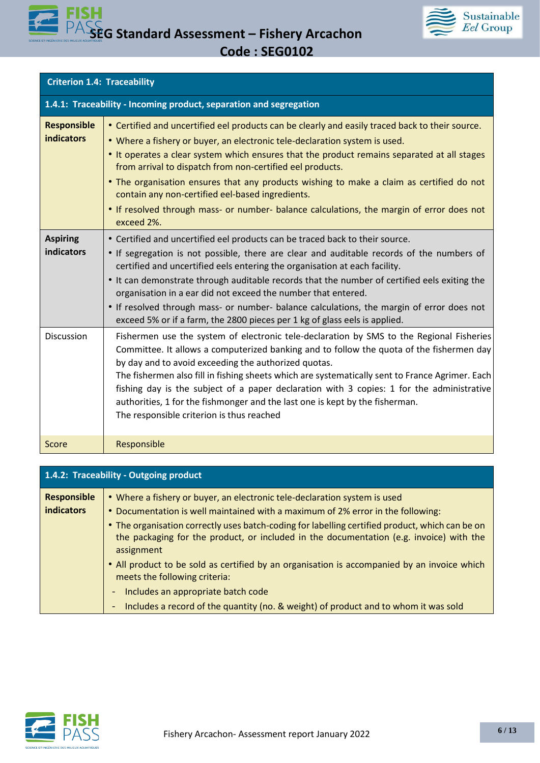## Criterion 1.4: Traceability

### 1.4.1: Traceability - Incoming product, separation and segregation

| | |
|---|---|
| **Responsible indicators** | • Certified and uncertified eel products can be clearly and easily traced back to their source.<br>• Where a fishery or buyer, an electronic tele-declaration system is used.<br>• It operates a clear system which ensures that the product remains separated at all stages from arrival to dispatch from non-certified eel products.<br>• The organisation ensures that any products wishing to make a claim as certified do not contain any non-certified eel-based ingredients.<br>• If resolved through mass- or number- balance calculations, the margin of error does not exceed 2%. |
| **Aspiring indicators** | • Certified and uncertified eel products can be traced back to their source.<br>• If segregation is not possible, there are clear and auditable records of the numbers of certified and uncertified eels entering the organisation at each facility.<br>• It can demonstrate through auditable records that the number of certified eels exiting the organisation in a ear did not exceed the number that entered.<br>• If resolved through mass- or number- balance calculations, the margin of error does not exceed 5% or if a farm, the 2800 pieces per 1 kg of glass eels is applied. |
| Discussion | Fishermen use the system of electronic tele-declaration by SMS to the Regional Fisheries Committee. It allows a computerized banking and to follow the quota of the fishermen day by day and to avoid exceeding the authorized quotas.<br>The fishermen also fill in fishing sheets which are systematically sent to France Agrimer. Each fishing day is the subject of a paper declaration with 3 copies: 1 for the administrative authorities, 1 for the fishmonger and the last one is kept by the fisherman.<br>The responsible criterion is thus reached |
| Score | Responsible |

### 1.4.2: Traceability - Outgoing product

| | |
|---|---|
| **Responsible indicators** | • Where a fishery or buyer, an electronic tele-declaration system is used<br>• Documentation is well maintained with a maximum of 2% error in the following:<br>• The organisation correctly uses batch-coding for labelling certified product, which can be on the packaging for the product, or included in the documentation (e.g. invoice) with the assignment<br>• All product to be sold as certified by an organisation is accompanied by an invoice which meets the following criteria:<br>- Includes an appropriate batch code<br>- Includes a record of the quantity (no. & weight) of product and to whom it was sold |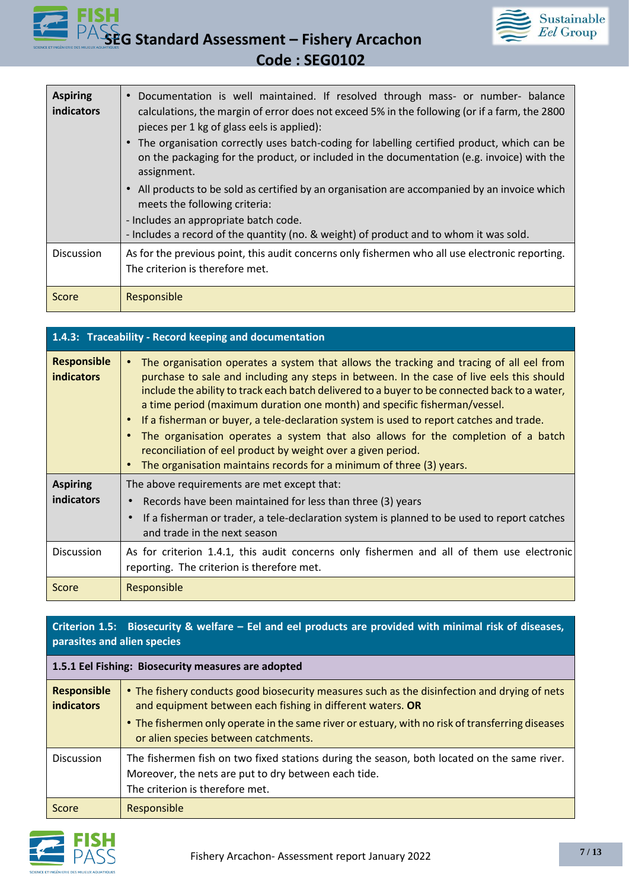| | |
|---|---|
| **Aspiring indicators** | • Documentation is well maintained. If resolved through mass- or number- balance calculations, the margin of error does not exceed 5% in the following (or if a farm, the 2800 pieces per 1 kg of glass eels is applied):<br>• The organisation correctly uses batch-coding for labelling certified product, which can be on the packaging for the product, or included in the documentation (e.g. invoice) with the assignment.<br>• All products to be sold as certified by an organisation are accompanied by an invoice which meets the following criteria:<br>- Includes an appropriate batch code.<br>- Includes a record of the quantity (no. & weight) of product and to whom it was sold. |
| Discussion | As for the previous point, this audit concerns only fishermen who all use electronic reporting. The criterion is therefore met. |
| Score | Responsible |

| **1.4.3: Traceability - Record keeping and documentation** | |
|---|---|
| **Responsible indicators** | • The organisation operates a system that allows the tracking and tracing of all eel from purchase to sale and including any steps in between. In the case of live eels this should include the ability to track each batch delivered to a buyer to be connected back to a water, a time period (maximum duration one month) and specific fisherman/vessel.<br>• If a fisherman or buyer, a tele-declaration system is used to report catches and trade.<br>• The organisation operates a system that also allows for the completion of a batch reconciliation of eel product by weight over a given period.<br>• The organisation maintains records for a minimum of three (3) years. |
| **Aspiring indicators** | The above requirements are met except that:<br>• Records have been maintained for less than three (3) years<br>• If a fisherman or trader, a tele-declaration system is planned to be used to report catches and trade in the next season |
| Discussion | As for criterion 1.4.1, this audit concerns only fishermen and all of them use electronic reporting. The criterion is therefore met. |
| Score | Responsible |

| **Criterion 1.5: Biosecurity & welfare – Eel and eel products are provided with minimal risk of diseases, parasites and alien species** | |
|---|---|
| **1.5.1 Eel Fishing: Biosecurity measures are adopted** | |
| **Responsible indicators** | • The fishery conducts good biosecurity measures such as the disinfection and drying of nets and equipment between each fishing in different waters. **OR**<br>• The fishermen only operate in the same river or estuary, with no risk of transferring diseases or alien species between catchments. |
| Discussion | The fishermen fish on two fixed stations during the season, both located on the same river. Moreover, the nets are put to dry between each tide.<br>The criterion is therefore met. |
| Score | Responsible |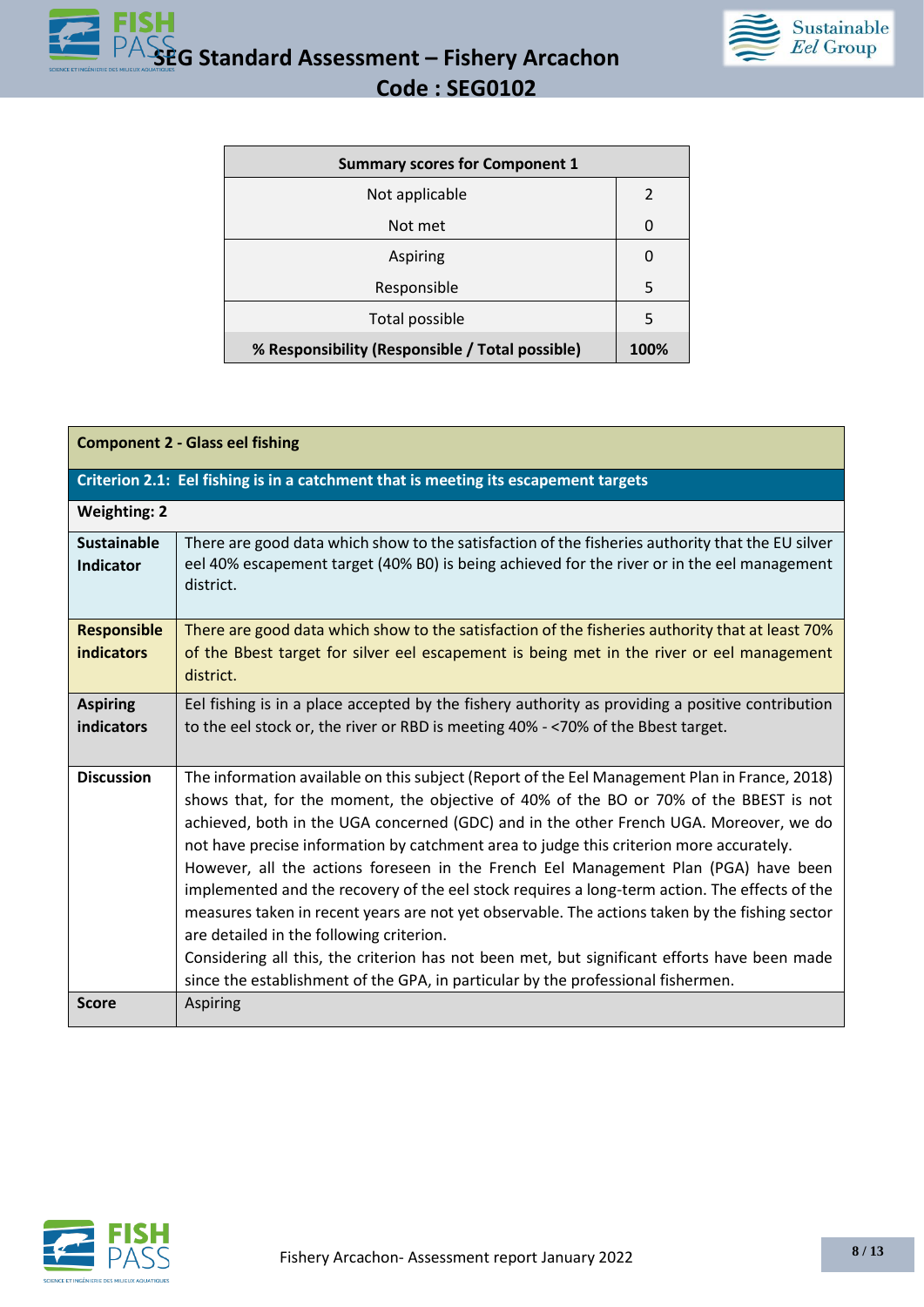| Summary scores for Component 1 | |
|---|---|
| Not applicable | 2 |
| Not met | 0 |
| Aspiring | 0 |
| Responsible | 5 |
| Total possible | 5 |
| **% Responsibility (Responsible / Total possible)** | **100%** |

| **Component 2 - Glass eel fishing** | |
|---|---|
| **Criterion 2.1: Eel fishing is in a catchment that is meeting its escapement targets** | |
| **Weighting: 2** | |
| **Sustainable Indicator** | There are good data which show to the satisfaction of the fisheries authority that the EU silver eel 40% escapement target (40% B0) is being achieved for the river or in the eel management district. |
| **Responsible indicators** | There are good data which show to the satisfaction of the fisheries authority that at least 70% of the Bbest target for silver eel escapement is being met in the river or eel management district. |
| **Aspiring indicators** | Eel fishing is in a place accepted by the fishery authority as providing a positive contribution to the eel stock or, the river or RBD is meeting 40% - <70% of the Bbest target. |
| **Discussion** | The information available on this subject (Report of the Eel Management Plan in France, 2018) shows that, for the moment, the objective of 40% of the BO or 70% of the BBEST is not achieved, both in the UGA concerned (GDC) and in the other French UGA. Moreover, we do not have precise information by catchment area to judge this criterion more accurately. However, all the actions foreseen in the French Eel Management Plan (PGA) have been implemented and the recovery of the eel stock requires a long-term action. The effects of the measures taken in recent years are not yet observable. The actions taken by the fishing sector are detailed in the following criterion. Considering all this, the criterion has not been met, but significant efforts have been made since the establishment of the GPA, in particular by the professional fishermen. |
| **Score** | Aspiring |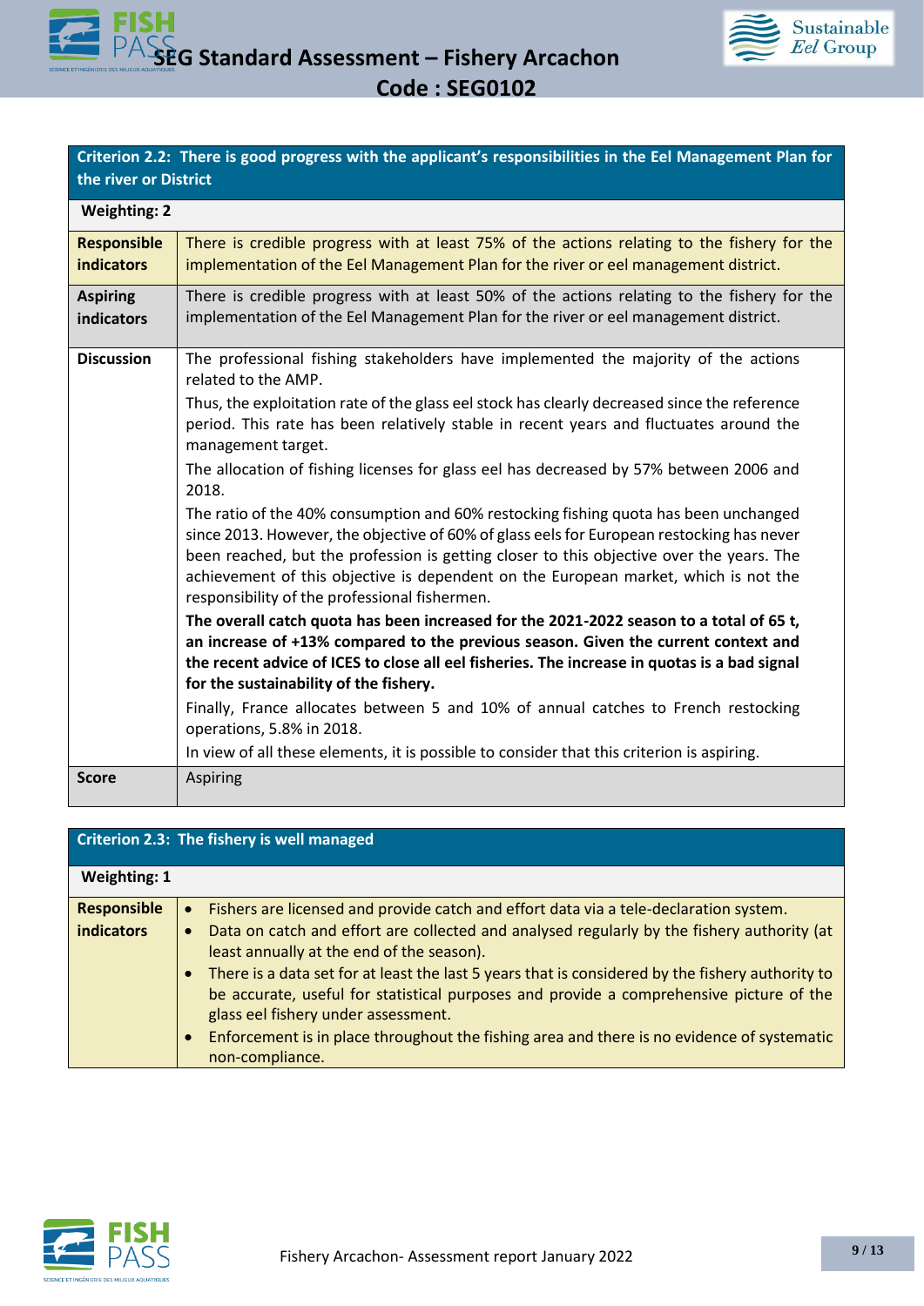| Criterion 2.2: There is good progress with the applicant's responsibilities in the Eel Management Plan for the river or District | |
|---|---|
| **Weighting: 2** | |
| **Responsible indicators** | There is credible progress with at least 75% of the actions relating to the fishery for the implementation of the Eel Management Plan for the river or eel management district. |
| **Aspiring indicators** | There is credible progress with at least 50% of the actions relating to the fishery for the implementation of the Eel Management Plan for the river or eel management district. |
| **Discussion** | The professional fishing stakeholders have implemented the majority of the actions related to the AMP.<br>Thus, the exploitation rate of the glass eel stock has clearly decreased since the reference period. This rate has been relatively stable in recent years and fluctuates around the management target.<br>The allocation of fishing licenses for glass eel has decreased by 57% between 2006 and 2018.<br>The ratio of the 40% consumption and 60% restocking fishing quota has been unchanged since 2013. However, the objective of 60% of glass eels for European restocking has never been reached, but the profession is getting closer to this objective over the years. The achievement of this objective is dependent on the European market, which is not the responsibility of the professional fishermen.<br>**The overall catch quota has been increased for the 2021-2022 season to a total of 65 t, an increase of +13% compared to the previous season. Given the current context and the recent advice of ICES to close all eel fisheries. The increase in quotas is a bad signal for the sustainability of the fishery.**<br>Finally, France allocates between 5 and 10% of annual catches to French restocking operations, 5.8% in 2018.<br>In view of all these elements, it is possible to consider that this criterion is aspiring. |
| **Score** | Aspiring |

| Criterion 2.3: The fishery is well managed | |
|---|---|
| **Weighting: 1** | |
| **Responsible indicators** | • Fishers are licensed and provide catch and effort data via a tele-declaration system.<br>• Data on catch and effort are collected and analysed regularly by the fishery authority (at least annually at the end of the season).<br>• There is a data set for at least the last 5 years that is considered by the fishery authority to be accurate, useful for statistical purposes and provide a comprehensive picture of the glass eel fishery under assessment.<br>• Enforcement is in place throughout the fishing area and there is no evidence of systematic non-compliance. |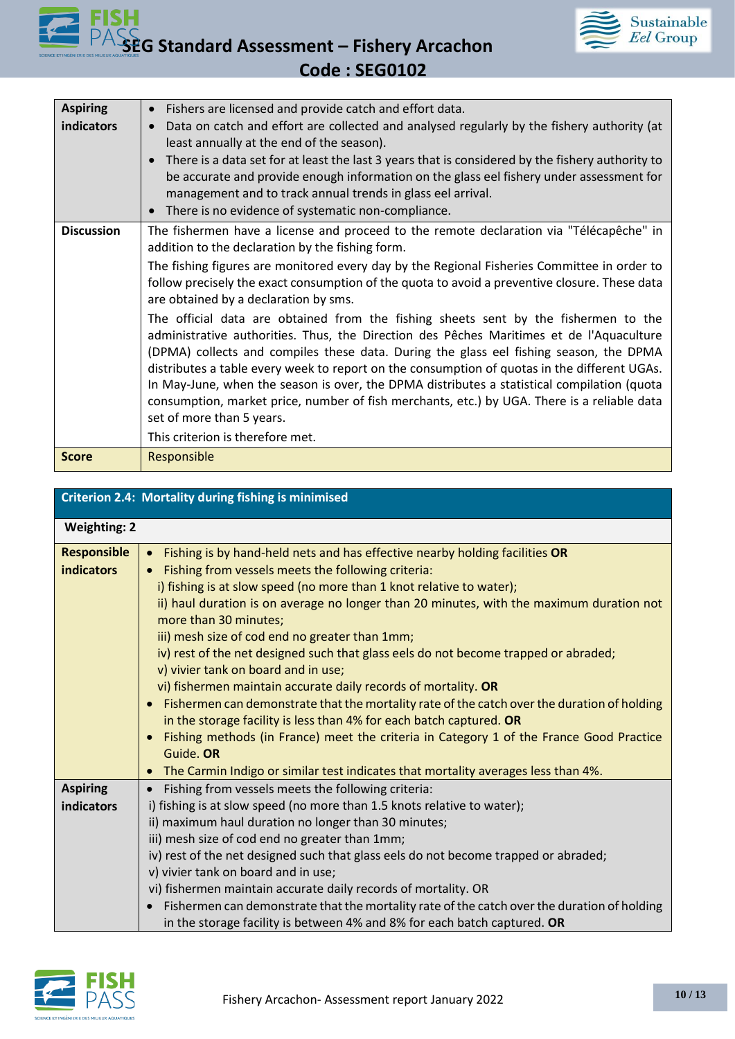| | |
|---|---|
| **Aspiring indicators** | • Fishers are licensed and provide catch and effort data.<br>• Data on catch and effort are collected and analysed regularly by the fishery authority (at least annually at the end of the season).<br>• There is a data set for at least the last 3 years that is considered by the fishery authority to be accurate and provide enough information on the glass eel fishery under assessment for management and to track annual trends in glass eel arrival.<br>• There is no evidence of systematic non-compliance. |
| **Discussion** | The fishermen have a license and proceed to the remote declaration via "Télécapêche" in addition to the declaration by the fishing form.<br>The fishing figures are monitored every day by the Regional Fisheries Committee in order to follow precisely the exact consumption of the quota to avoid a preventive closure. These data are obtained by a declaration by sms.<br>The official data are obtained from the fishing sheets sent by the fishermen to the administrative authorities. Thus, the Direction des Pêches Maritimes et de l'Aquaculture (DPMA) collects and compiles these data. During the glass eel fishing season, the DPMA distributes a table every week to report on the consumption of quotas in the different UGAs. In May-June, when the season is over, the DPMA distributes a statistical compilation (quota consumption, market price, number of fish merchants, etc.) by UGA. There is a reliable data set of more than 5 years.<br>This criterion is therefore met. |
| **Score** | Responsible |

| **Criterion 2.4: Mortality during fishing is minimised** | |
|---|---|
| **Weighting: 2** | |
| **Responsible indicators** | • Fishing is by hand-held nets and has effective nearby holding facilities **OR**<br>• Fishing from vessels meets the following criteria:<br>i) fishing is at slow speed (no more than 1 knot relative to water);<br>ii) haul duration is on average no longer than 20 minutes, with the maximum duration not more than 30 minutes;<br>iii) mesh size of cod end no greater than 1mm;<br>iv) rest of the net designed such that glass eels do not become trapped or abraded;<br>v) vivier tank on board and in use;<br>vi) fishermen maintain accurate daily records of mortality. **OR**<br>• Fishermen can demonstrate that the mortality rate of the catch over the duration of holding in the storage facility is less than 4% for each batch captured. **OR**<br>• Fishing methods (in France) meet the criteria in Category 1 of the France Good Practice Guide. **OR**<br>• The Carmin Indigo or similar test indicates that mortality averages less than 4%. |
| **Aspiring indicators** | • Fishing from vessels meets the following criteria:<br>i) fishing is at slow speed (no more than 1.5 knots relative to water);<br>ii) maximum haul duration no longer than 30 minutes;<br>iii) mesh size of cod end no greater than 1mm;<br>iv) rest of the net designed such that glass eels do not become trapped or abraded;<br>v) vivier tank on board and in use;<br>vi) fishermen maintain accurate daily records of mortality. OR<br>• Fishermen can demonstrate that the mortality rate of the catch over the duration of holding in the storage facility is between 4% and 8% for each batch captured. **OR** |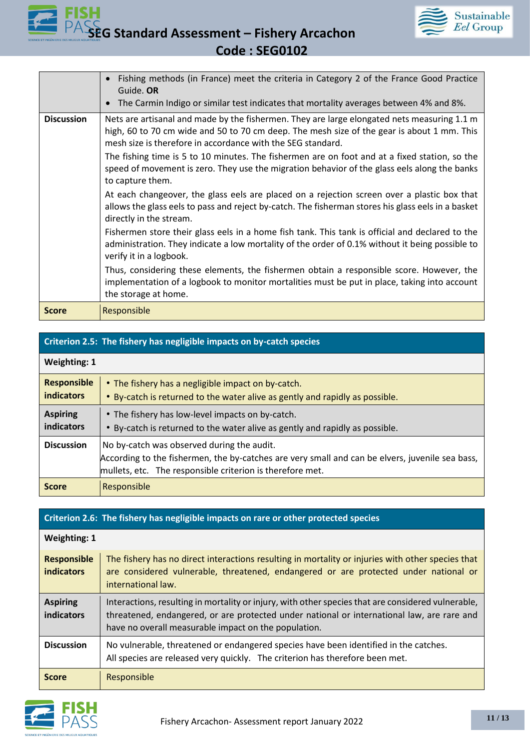| | |
|---|---|
| | • Fishing methods (in France) meet the criteria in Category 2 of the France Good Practice Guide. **OR**<br>• The Carmin Indigo or similar test indicates that mortality averages between 4% and 8%. |
| **Discussion** | Nets are artisanal and made by the fishermen. They are large elongated nets measuring 1.1 m high, 60 to 70 cm wide and 50 to 70 cm deep. The mesh size of the gear is about 1 mm. This mesh size is therefore in accordance with the SEG standard.<br>The fishing time is 5 to 10 minutes. The fishermen are on foot and at a fixed station, so the speed of movement is zero. They use the migration behavior of the glass eels along the banks to capture them.<br>At each changeover, the glass eels are placed on a rejection screen over a plastic box that allows the glass eels to pass and reject by-catch. The fisherman stores his glass eels in a basket directly in the stream.<br>Fishermen store their glass eels in a home fish tank. This tank is official and declared to the administration. They indicate a low mortality of the order of 0.1% without it being possible to verify it in a logbook.<br>Thus, considering these elements, the fishermen obtain a responsible score. However, the implementation of a logbook to monitor mortalities must be put in place, taking into account the storage at home. |
| **Score** | Responsible |

| **Criterion 2.5: The fishery has negligible impacts on by-catch species** | |
|---|---|
| **Weighting: 1** | |
| **Responsible indicators** | • The fishery has a negligible impact on by-catch.<br>• By-catch is returned to the water alive as gently and rapidly as possible. |
| **Aspiring indicators** | • The fishery has low-level impacts on by-catch.<br>• By-catch is returned to the water alive as gently and rapidly as possible. |
| **Discussion** | No by-catch was observed during the audit.<br>According to the fishermen, the by-catches are very small and can be elvers, juvenile sea bass, mullets, etc. The responsible criterion is therefore met. |
| **Score** | Responsible |

| **Criterion 2.6: The fishery has negligible impacts on rare or other protected species** | |
|---|---|
| **Weighting: 1** | |
| **Responsible indicators** | The fishery has no direct interactions resulting in mortality or injuries with other species that are considered vulnerable, threatened, endangered or are protected under national or international law. |
| **Aspiring indicators** | Interactions, resulting in mortality or injury, with other species that are considered vulnerable, threatened, endangered, or are protected under national or international law, are rare and have no overall measurable impact on the population. |
| **Discussion** | No vulnerable, threatened or endangered species have been identified in the catches.<br>All species are released very quickly. The criterion has therefore been met. |
| **Score** | Responsible |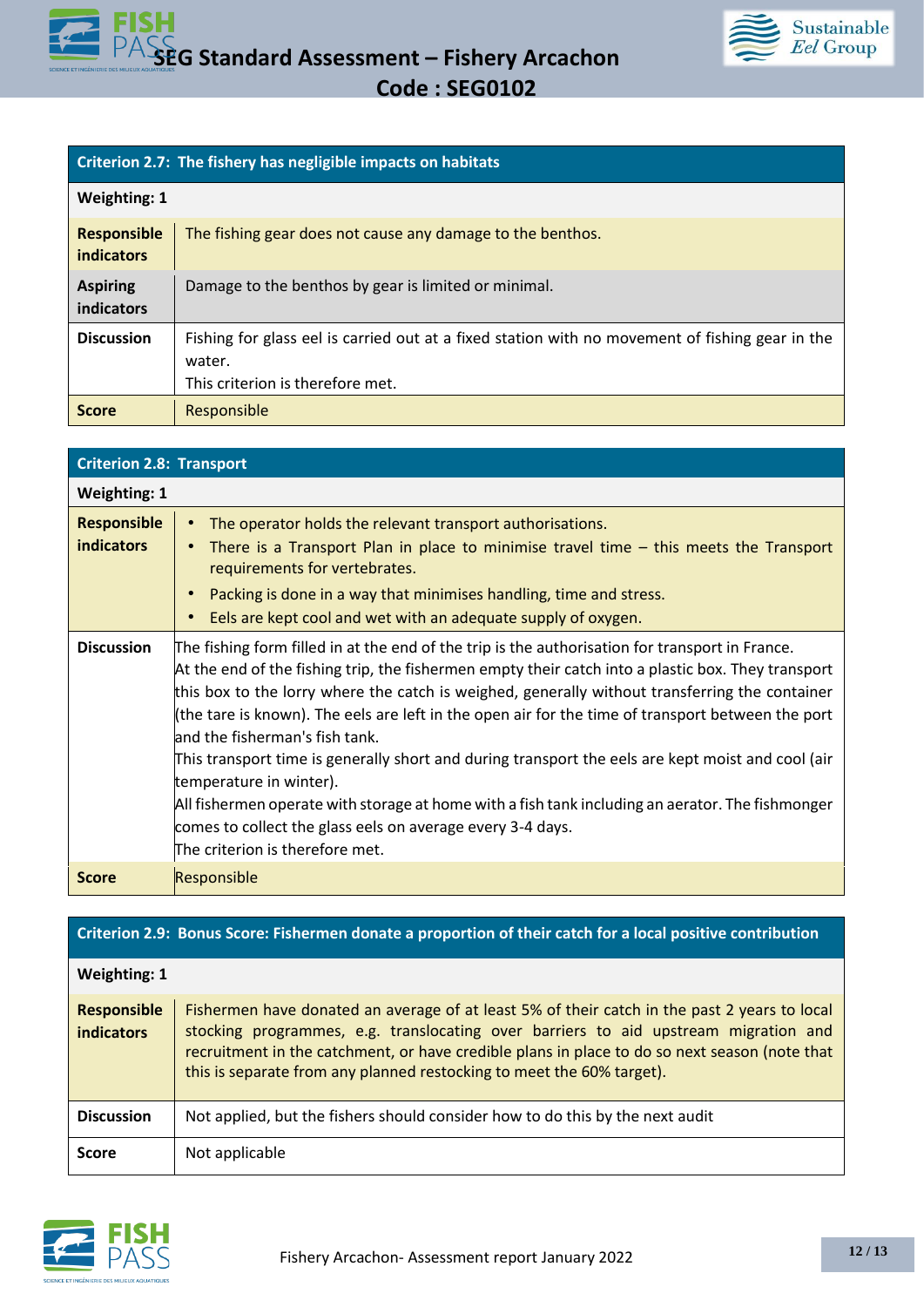| Criterion 2.7: The fishery has negligible impacts on habitats | |
|---|---|
| **Weighting: 1** | |
| **Responsible indicators** | The fishing gear does not cause any damage to the benthos. |
| **Aspiring indicators** | Damage to the benthos by gear is limited or minimal. |
| **Discussion** | Fishing for glass eel is carried out at a fixed station with no movement of fishing gear in the water.<br>This criterion is therefore met. |
| **Score** | Responsible |

| Criterion 2.8: Transport | |
|---|---|
| **Weighting: 1** | |
| **Responsible indicators** | • The operator holds the relevant transport authorisations.<br>• There is a Transport Plan in place to minimise travel time – this meets the Transport requirements for vertebrates.<br>• Packing is done in a way that minimises handling, time and stress.<br>• Eels are kept cool and wet with an adequate supply of oxygen. |
| **Discussion** | The fishing form filled in at the end of the trip is the authorisation for transport in France.<br>At the end of the fishing trip, the fishermen empty their catch into a plastic box. They transport this box to the lorry where the catch is weighed, generally without transferring the container (the tare is known). The eels are left in the open air for the time of transport between the port and the fisherman's fish tank.<br>This transport time is generally short and during transport the eels are kept moist and cool (air temperature in winter).<br>All fishermen operate with storage at home with a fish tank including an aerator. The fishmonger comes to collect the glass eels on average every 3-4 days.<br>The criterion is therefore met. |
| **Score** | Responsible |

| Criterion 2.9: Bonus Score: Fishermen donate a proportion of their catch for a local positive contribution | |
|---|---|
| **Weighting: 1** | |
| **Responsible indicators** | Fishermen have donated an average of at least 5% of their catch in the past 2 years to local stocking programmes, e.g. translocating over barriers to aid upstream migration and recruitment in the catchment, or have credible plans in place to do so next season (note that this is separate from any planned restocking to meet the 60% target). |
| **Discussion** | Not applied, but the fishers should consider how to do this by the next audit |
| **Score** | Not applicable |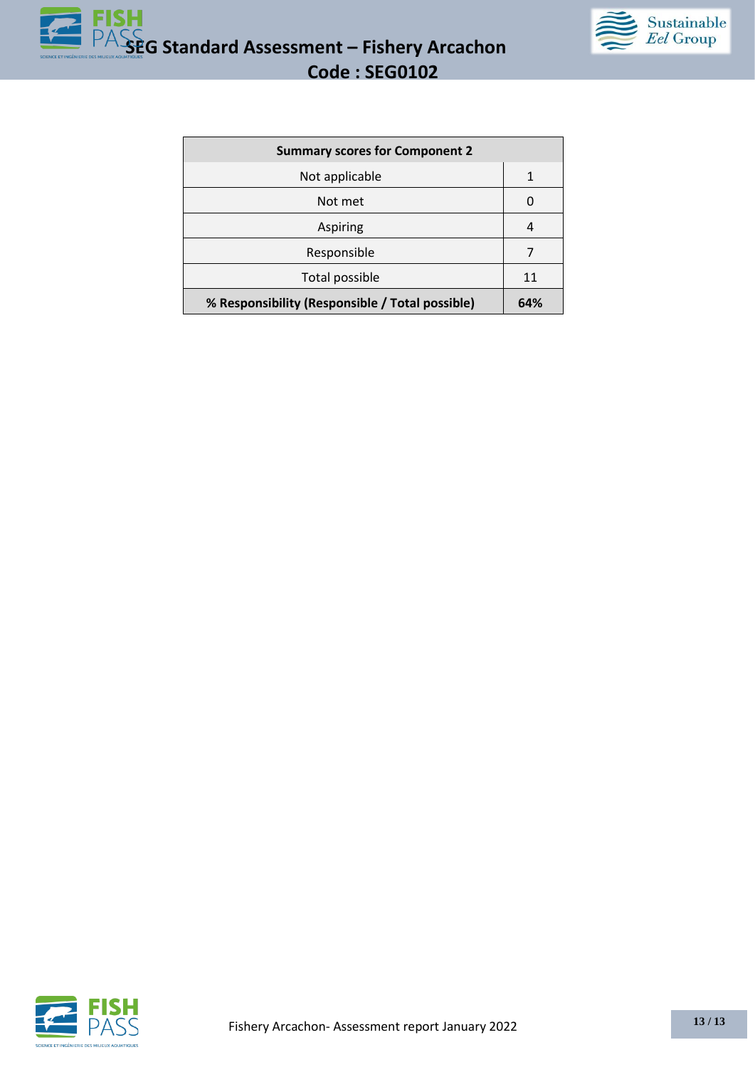| Summary scores for Component 2 | |
|---|---|
| Not applicable | 1 |
| Not met | 0 |
| Aspiring | 4 |
| Responsible | 7 |
| Total possible | 11 |
| **% Responsibility (Responsible / Total possible)** | **64%** |